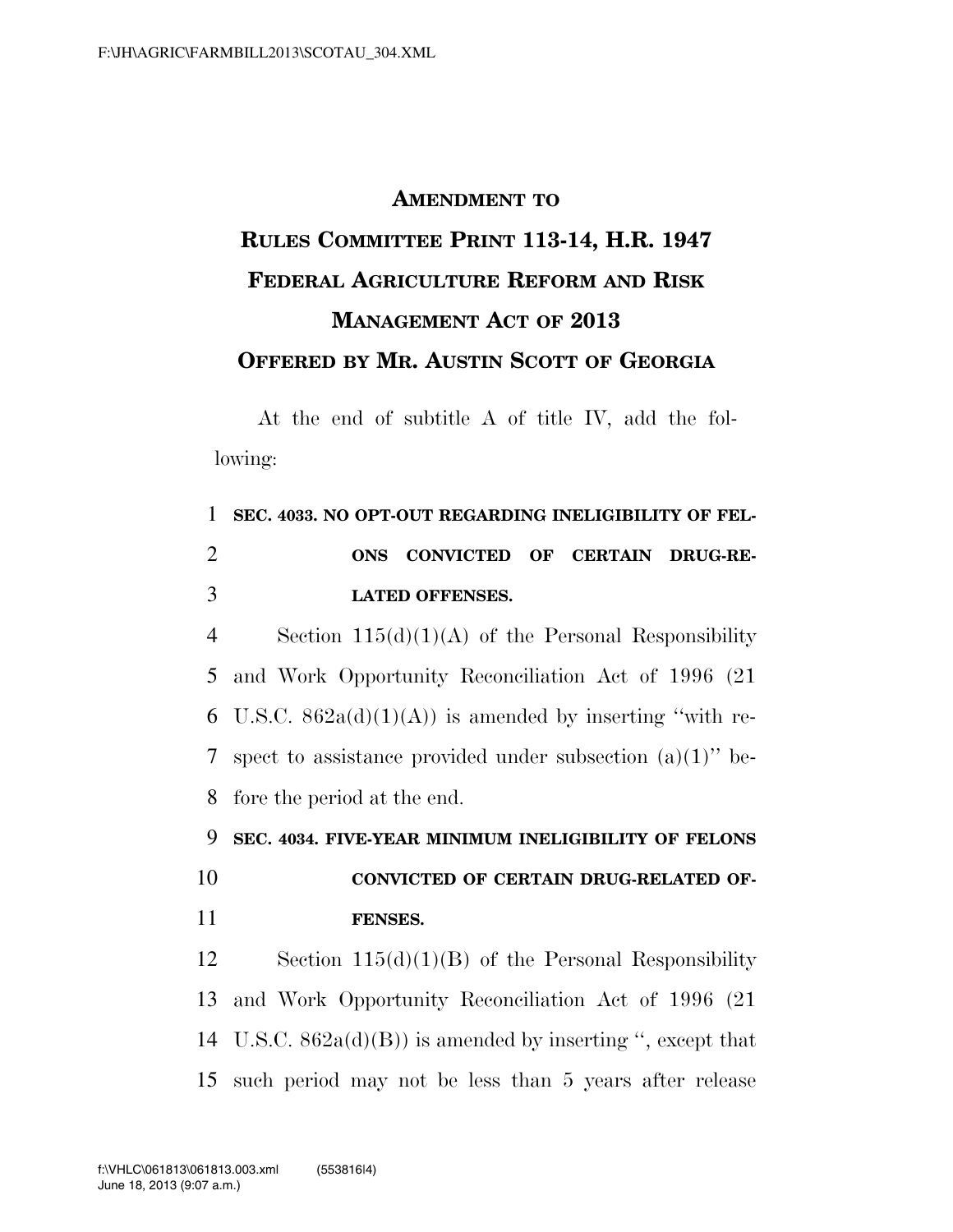**AMENDMENT TO**

**RULES COMMITTEE PRINT 113-14, H.R. 1947**

**FEDERAL AGRICULTURE REFORM AND RISK MANAGEMENT ACT OF 2013**

**OFFERED BY MR. AUSTIN SCOTT OF GEORGIA**

At the end of subtitle A of title IV, add the following:

1 **SEC. 4033. NO OPT-OUT REGARDING INELIGIBILITY OF FEL-**
2 **ONS CONVICTED OF CERTAIN DRUG-RE-**
3 **LATED OFFENSES.**

4 Section 115(d)(1)(A) of the Personal Responsibility
5 and Work Opportunity Reconciliation Act of 1996 (21
6 U.S.C. 862a(d)(1)(A)) is amended by inserting ''with re-
7 spect to assistance provided under subsection (a)(1)'' be-
8 fore the period at the end.

9 **SEC. 4034. FIVE-YEAR MINIMUM INELIGIBILITY OF FELONS**
10 **CONVICTED OF CERTAIN DRUG-RELATED OF-**
11 **FENSES.**

12 Section 115(d)(1)(B) of the Personal Responsibility
13 and Work Opportunity Reconciliation Act of 1996 (21
14 U.S.C. 862a(d)(B)) is amended by inserting '', except that
15 such period may not be less than 5 years after release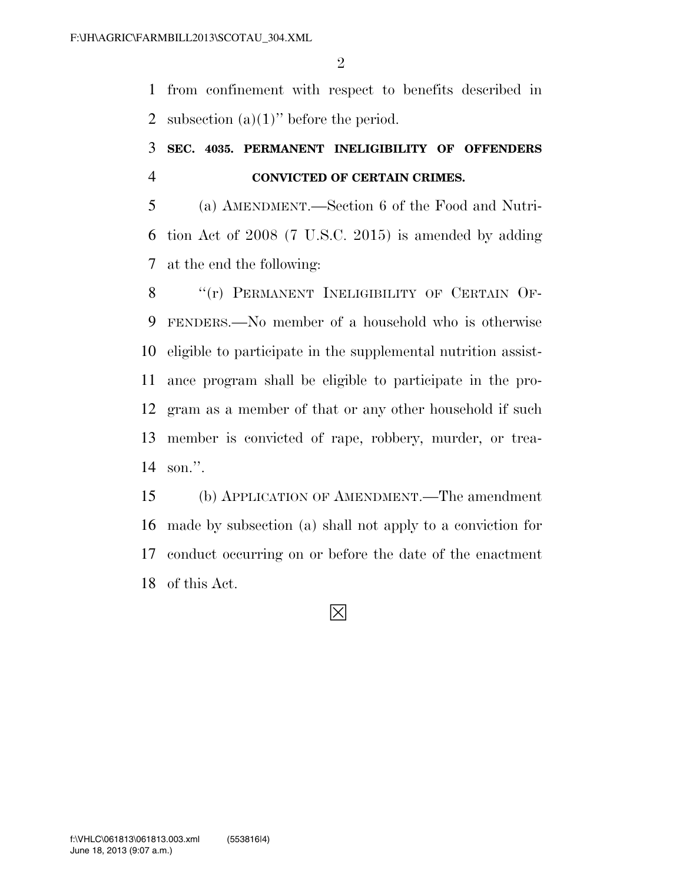from confinement with respect to benefits described in subsection (a)(1)'' before the period.

**SEC. 4035. PERMANENT INELIGIBILITY OF OFFENDERS CONVICTED OF CERTAIN CRIMES.**

(a) AMENDMENT.—Section 6 of the Food and Nutrition Act of 2008 (7 U.S.C. 2015) is amended by adding at the end the following:

''(r) PERMANENT INELIGIBILITY OF CERTAIN OFFENDERS.—No member of a household who is otherwise eligible to participate in the supplemental nutrition assistance program shall be eligible to participate in the program as a member of that or any other household if such member is convicted of rape, robbery, murder, or treason.''.

(b) APPLICATION OF AMENDMENT.—The amendment made by subsection (a) shall not apply to a conviction for conduct occurring on or before the date of the enactment of this Act.